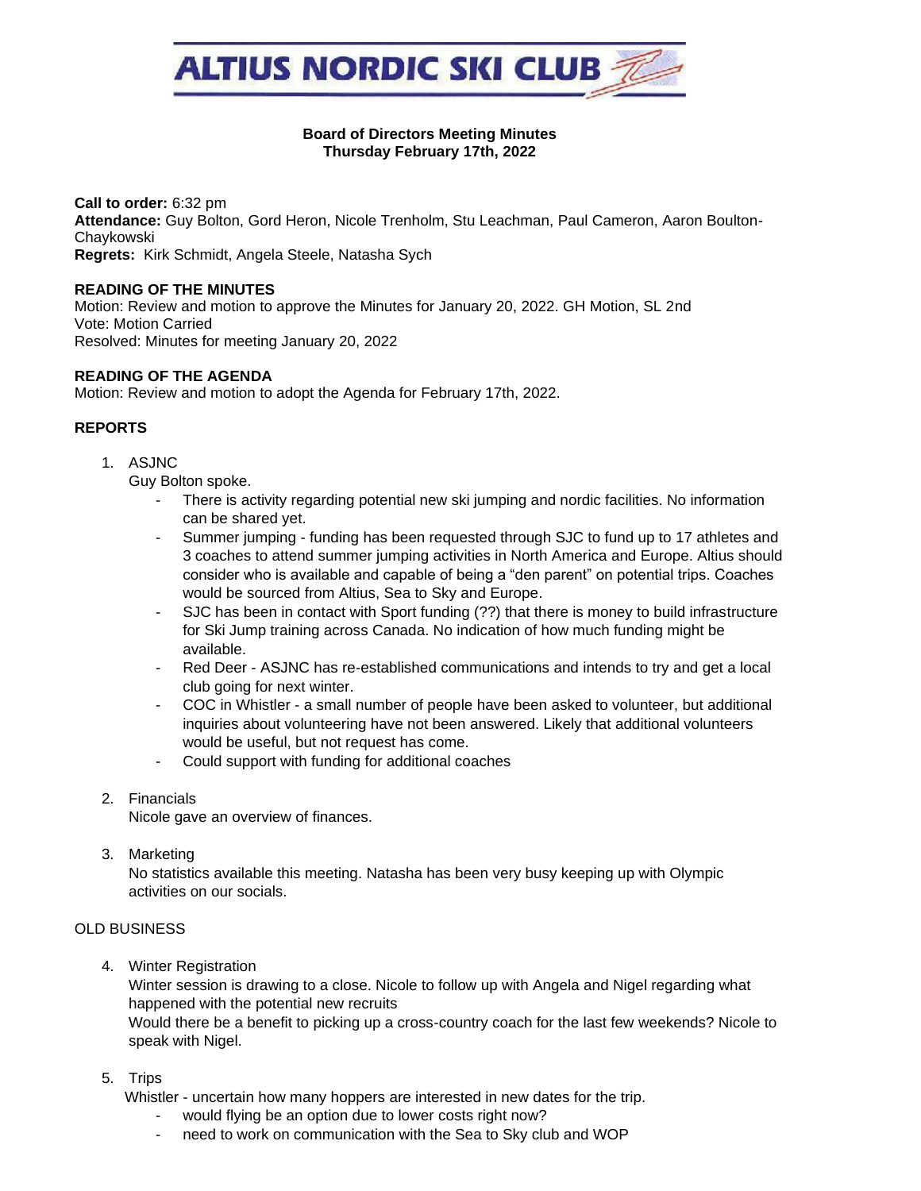# ALTIUS NORDIC SKI CLUB

**Board of Directors Meeting Minutes**
**Thursday February 17th, 2022**

**Call to order:** 6:32 pm
**Attendance:** Guy Bolton, Gord Heron, Nicole Trenholm, Stu Leachman, Paul Cameron, Aaron Boulton-Chaykowski
**Regrets:** Kirk Schmidt, Angela Steele, Natasha Sych

**READING OF THE MINUTES**
Motion: Review and motion to approve the Minutes for January 20, 2022. GH Motion, SL 2nd
Vote: Motion Carried
Resolved: Minutes for meeting January 20, 2022

**READING OF THE AGENDA**
Motion: Review and motion to adopt the Agenda for February 17th, 2022.

**REPORTS**

1. ASJNC
   Guy Bolton spoke.
   - There is activity regarding potential new ski jumping and nordic facilities. No information can be shared yet.
   - Summer jumping - funding has been requested through SJC to fund up to 17 athletes and 3 coaches to attend summer jumping activities in North America and Europe. Altius should consider who is available and capable of being a "den parent" on potential trips. Coaches would be sourced from Altius, Sea to Sky and Europe.
   - SJC has been in contact with Sport funding (??) that there is money to build infrastructure for Ski Jump training across Canada. No indication of how much funding might be available.
   - Red Deer - ASJNC has re-established communications and intends to try and get a local club going for next winter.
   - COC in Whistler - a small number of people have been asked to volunteer, but additional inquiries about volunteering have not been answered. Likely that additional volunteers would be useful, but not request has come.
   - Could support with funding for additional coaches

2. Financials
   Nicole gave an overview of finances.

3. Marketing
   No statistics available this meeting. Natasha has been very busy keeping up with Olympic activities on our socials.

OLD BUSINESS

4. Winter Registration
   Winter session is drawing to a close. Nicole to follow up with Angela and Nigel regarding what happened with the potential new recruits
   Would there be a benefit to picking up a cross-country coach for the last few weekends? Nicole to speak with Nigel.

5. Trips
   Whistler - uncertain how many hoppers are interested in new dates for the trip.
   - would flying be an option due to lower costs right now?
   - need to work on communication with the Sea to Sky club and WOP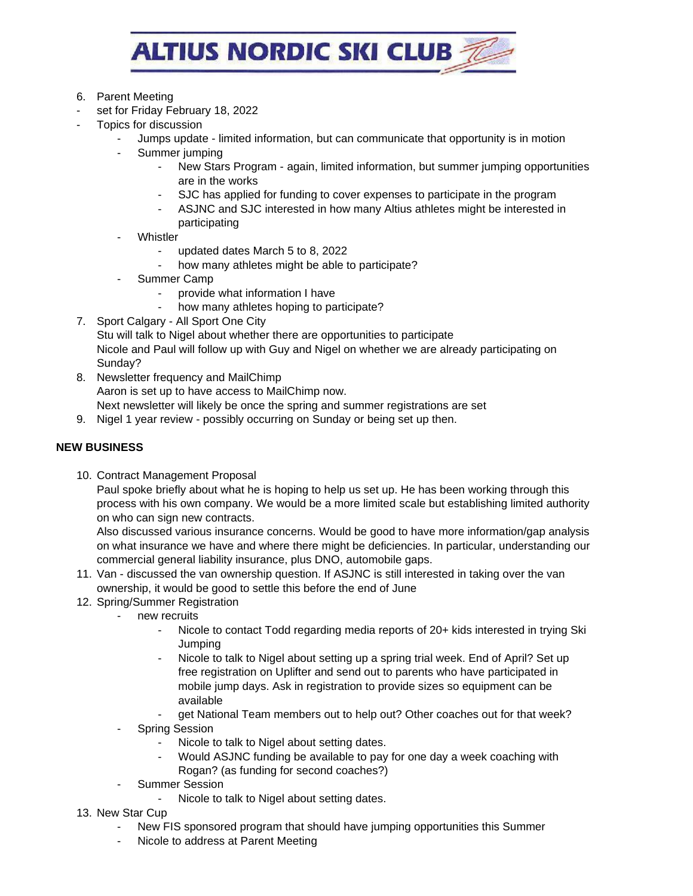6. Parent Meeting
- set for Friday February 18, 2022
- Topics for discussion
    - Jumps update - limited information, but can communicate that opportunity is in motion
    - Summer jumping
        - New Stars Program - again, limited information, but summer jumping opportunities are in the works
        - SJC has applied for funding to cover expenses to participate in the program
        - ASJNC and SJC interested in how many Altius athletes might be interested in participating
    - Whistler
        - updated dates March 5 to 8, 2022
        - how many athletes might be able to participate?
    - Summer Camp
        - provide what information I have
        - how many athletes hoping to participate?
7. Sport Calgary - All Sport One City
   Stu will talk to Nigel about whether there are opportunities to participate
   Nicole and Paul will follow up with Guy and Nigel on whether we are already participating on Sunday?
8. Newsletter frequency and MailChimp
   Aaron is set up to have access to MailChimp now.
   Next newsletter will likely be once the spring and summer registrations are set
9. Nigel 1 year review - possibly occurring on Sunday or being set up then.

**NEW BUSINESS**

10. Contract Management Proposal
    Paul spoke briefly about what he is hoping to help us set up. He has been working through this process with his own company. We would be a more limited scale but establishing limited authority on who can sign new contracts.
    Also discussed various insurance concerns. Would be good to have more information/gap analysis on what insurance we have and where there might be deficiencies. In particular, understanding our commercial general liability insurance, plus DNO, automobile gaps.
11. Van - discussed the van ownership question. If ASJNC is still interested in taking over the van ownership, it would be good to settle this before the end of June
12. Spring/Summer Registration
    - new recruits
        - Nicole to contact Todd regarding media reports of 20+ kids interested in trying Ski Jumping
        - Nicole to talk to Nigel about setting up a spring trial week. End of April? Set up free registration on Uplifter and send out to parents who have participated in mobile jump days. Ask in registration to provide sizes so equipment can be available
        - get National Team members out to help out? Other coaches out for that week?
    - Spring Session
        - Nicole to talk to Nigel about setting dates.
        - Would ASJNC funding be available to pay for one day a week coaching with Rogan? (as funding for second coaches?)
    - Summer Session
        - Nicole to talk to Nigel about setting dates.
13. New Star Cup
    - New FIS sponsored program that should have jumping opportunities this Summer
    - Nicole to address at Parent Meeting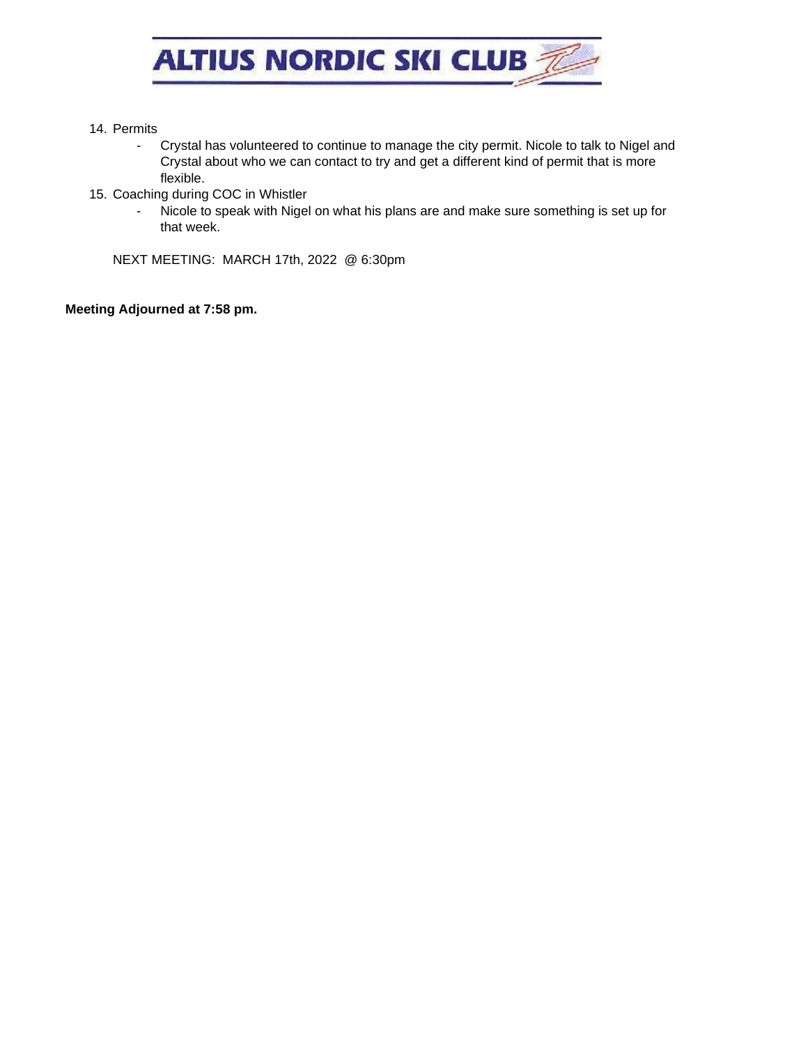14. Permits
    - Crystal has volunteered to continue to manage the city permit. Nicole to talk to Nigel and Crystal about who we can contact to try and get a different kind of permit that is more flexible.
15. Coaching during COC in Whistler
    - Nicole to speak with Nigel on what his plans are and make sure something is set up for that week.

NEXT MEETING: MARCH 17th, 2022 @ 6:30pm

**Meeting Adjourned at 7:58 pm.**